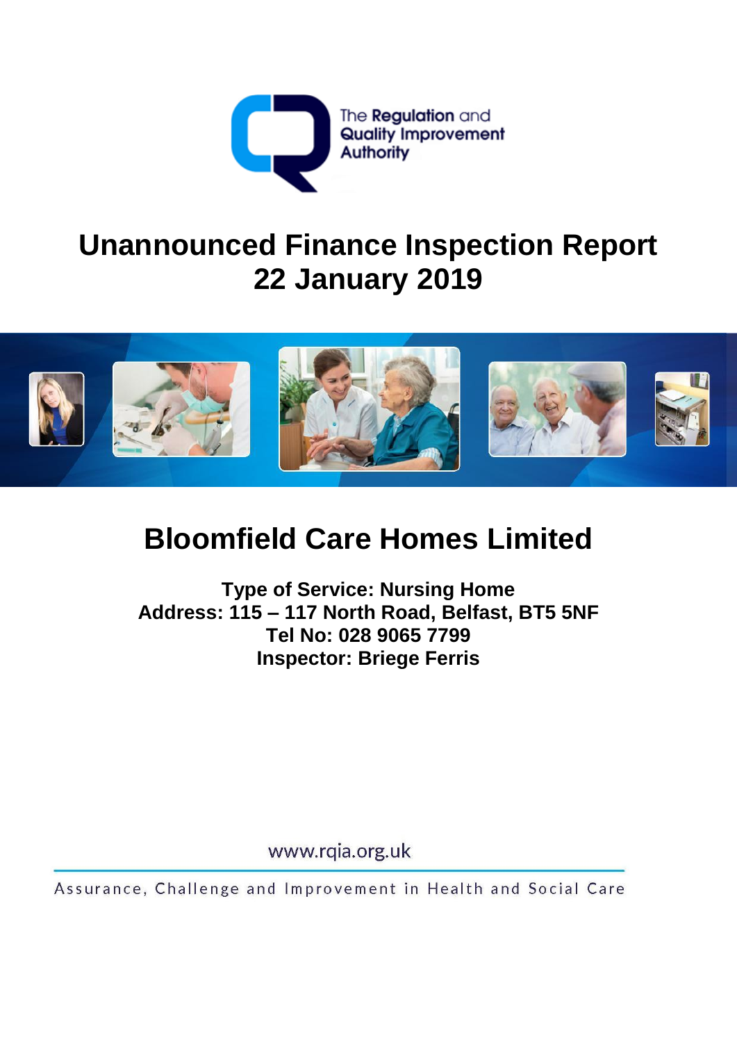The Regulation and Quality Improvement Authority

# Unannounced Finance Inspection Report 22 January 2019

## Bloomfield Care Homes Limited

**Type of Service: Nursing Home**
**Address: 115 – 117 North Road, Belfast, BT5 5NF**
**Tel No: 028 9065 7799**
**Inspector: Briege Ferris**

www.rqia.org.uk

Assurance, Challenge and Improvement in Health and Social Care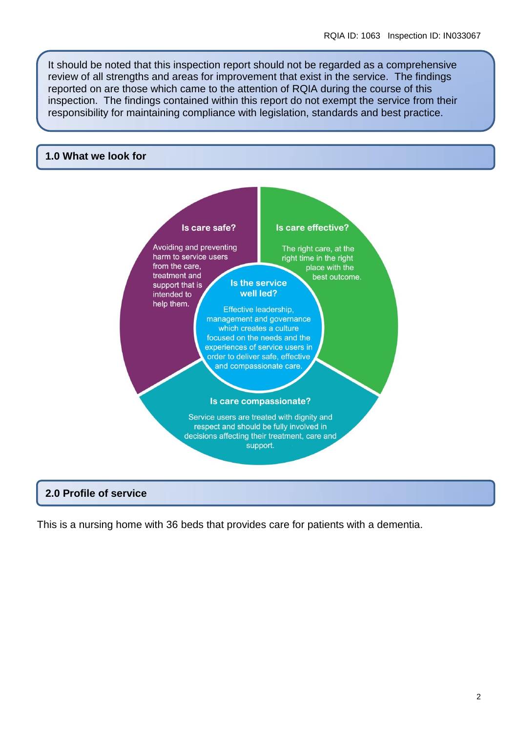It should be noted that this inspection report should not be regarded as a comprehensive review of all strengths and areas for improvement that exist in the service. The findings reported on are those which came to the attention of RQIA during the course of this inspection. The findings contained within this report do not exempt the service from their responsibility for maintaining compliance with legislation, standards and best practice.

## 1.0 What we look for

**Is care safe?**

Avoiding and preventing harm to service users from the care, treatment and support that is intended to help them.

**Is care effective?**

The right care, at the right time in the right place with the best outcome.

**Is the service well led?**

Effective leadership, management and governance which creates a culture focused on the needs and the experiences of service users in order to deliver safe, effective and compassionate care.

**Is care compassionate?**

Service users are treated with dignity and respect and should be fully involved in decisions affecting their treatment, care and support.

## 2.0 Profile of service

This is a nursing home with 36 beds that provides care for patients with a dementia.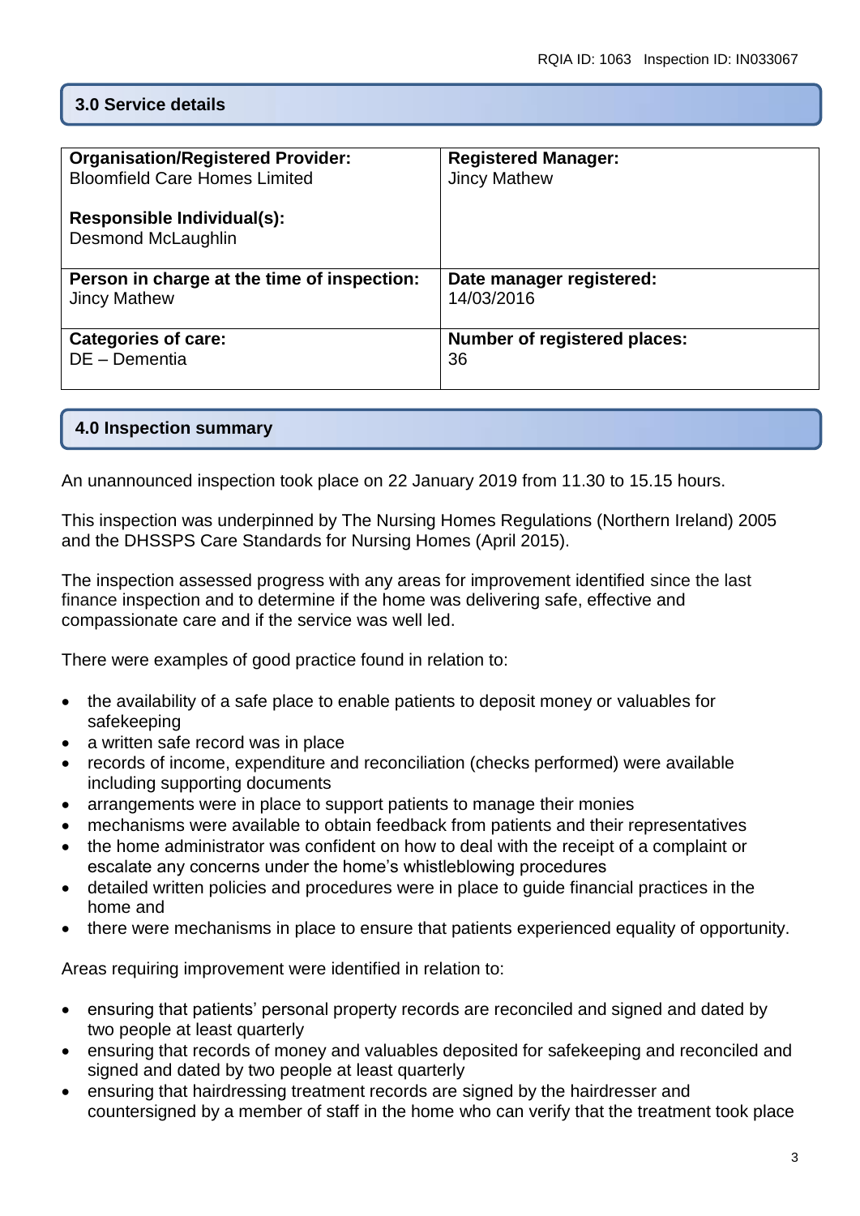## 3.0 Service details

| Organisation/Registered Provider: Bloomfield Care Homes Limited<br><br>Responsible Individual(s): Desmond McLaughlin | Registered Manager: Jincy Mathew |
|---|---|
| **Person in charge at the time of inspection:** Jincy Mathew | **Date manager registered:** 14/03/2016 |
| **Categories of care:** DE – Dementia | **Number of registered places:** 36 |

## 4.0 Inspection summary

An unannounced inspection took place on 22 January 2019 from 11.30 to 15.15 hours.

This inspection was underpinned by The Nursing Homes Regulations (Northern Ireland) 2005 and the DHSSPS Care Standards for Nursing Homes (April 2015).

The inspection assessed progress with any areas for improvement identified since the last finance inspection and to determine if the home was delivering safe, effective and compassionate care and if the service was well led.

There were examples of good practice found in relation to:

- the availability of a safe place to enable patients to deposit money or valuables for safekeeping
- a written safe record was in place
- records of income, expenditure and reconciliation (checks performed) were available including supporting documents
- arrangements were in place to support patients to manage their monies
- mechanisms were available to obtain feedback from patients and their representatives
- the home administrator was confident on how to deal with the receipt of a complaint or escalate any concerns under the home's whistleblowing procedures
- detailed written policies and procedures were in place to guide financial practices in the home and
- there were mechanisms in place to ensure that patients experienced equality of opportunity.

Areas requiring improvement were identified in relation to:

- ensuring that patients' personal property records are reconciled and signed and dated by two people at least quarterly
- ensuring that records of money and valuables deposited for safekeeping and reconciled and signed and dated by two people at least quarterly
- ensuring that hairdressing treatment records are signed by the hairdresser and countersigned by a member of staff in the home who can verify that the treatment took place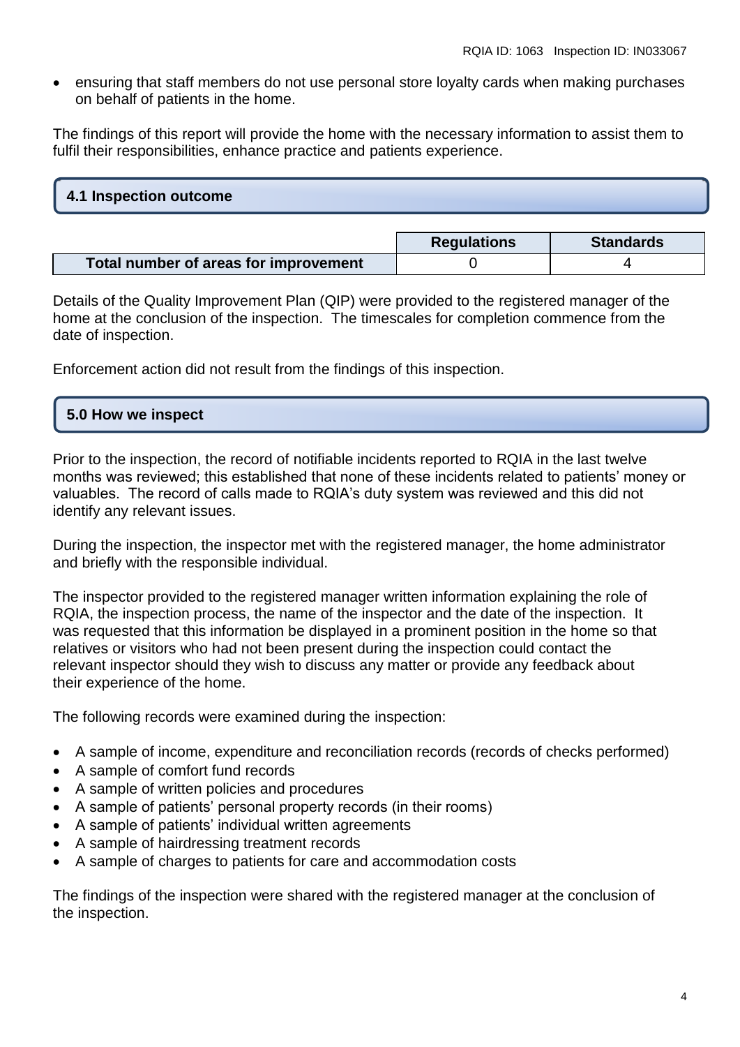- ensuring that staff members do not use personal store loyalty cards when making purchases on behalf of patients in the home.

The findings of this report will provide the home with the necessary information to assist them to fulfil their responsibilities, enhance practice and patients experience.

## 4.1 Inspection outcome

| | Regulations | Standards |
|---|---|---|
| **Total number of areas for improvement** | 0 | 4 |

Details of the Quality Improvement Plan (QIP) were provided to the registered manager of the home at the conclusion of the inspection. The timescales for completion commence from the date of inspection.

Enforcement action did not result from the findings of this inspection.

## 5.0 How we inspect

Prior to the inspection, the record of notifiable incidents reported to RQIA in the last twelve months was reviewed; this established that none of these incidents related to patients' money or valuables. The record of calls made to RQIA's duty system was reviewed and this did not identify any relevant issues.

During the inspection, the inspector met with the registered manager, the home administrator and briefly with the responsible individual.

The inspector provided to the registered manager written information explaining the role of RQIA, the inspection process, the name of the inspector and the date of the inspection. It was requested that this information be displayed in a prominent position in the home so that relatives or visitors who had not been present during the inspection could contact the relevant inspector should they wish to discuss any matter or provide any feedback about their experience of the home.

The following records were examined during the inspection:

- A sample of income, expenditure and reconciliation records (records of checks performed)
- A sample of comfort fund records
- A sample of written policies and procedures
- A sample of patients' personal property records (in their rooms)
- A sample of patients' individual written agreements
- A sample of hairdressing treatment records
- A sample of charges to patients for care and accommodation costs

The findings of the inspection were shared with the registered manager at the conclusion of the inspection.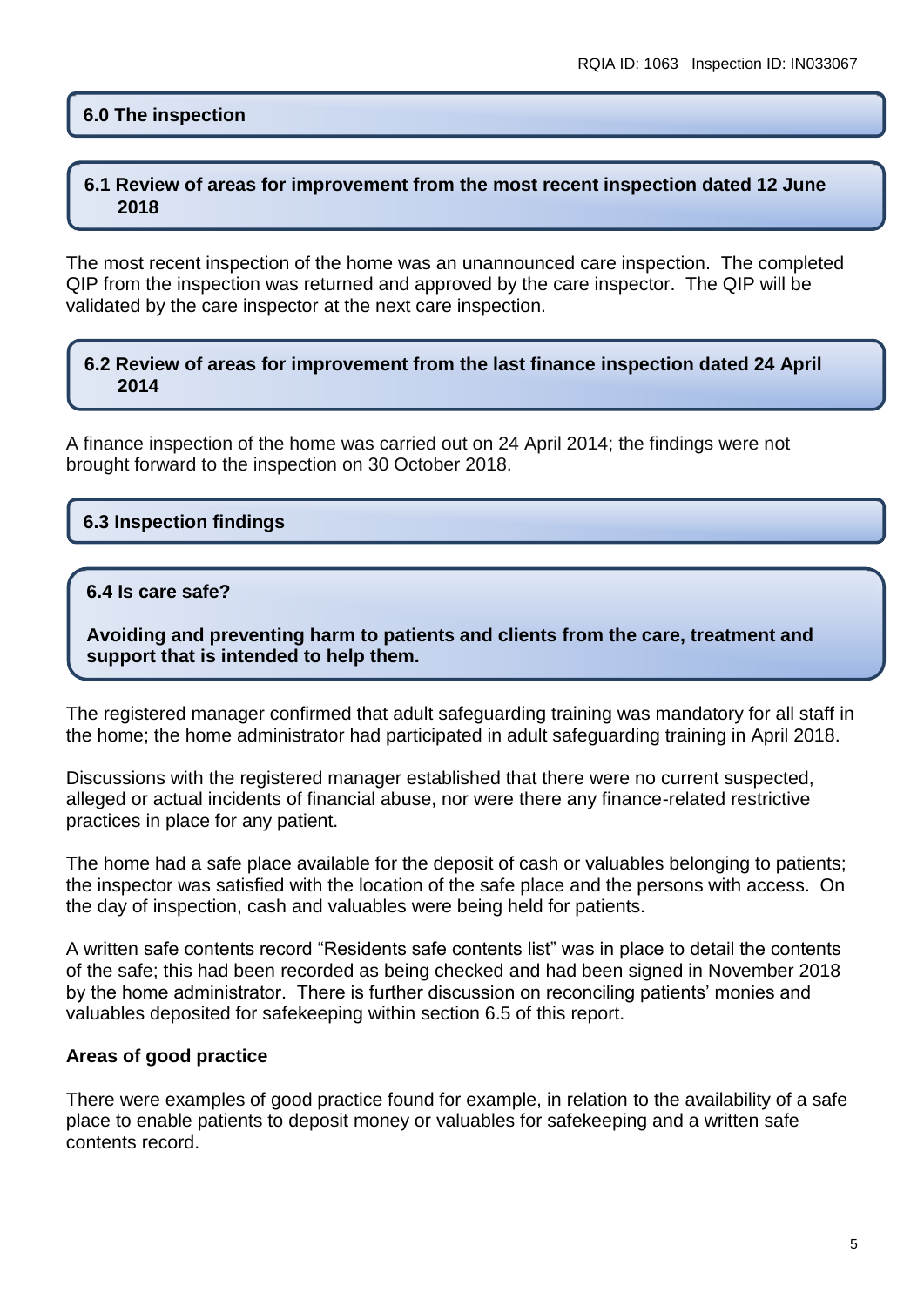## 6.0 The inspection

### 6.1 Review of areas for improvement from the most recent inspection dated 12 June 2018

The most recent inspection of the home was an unannounced care inspection. The completed QIP from the inspection was returned and approved by the care inspector. The QIP will be validated by the care inspector at the next care inspection.

### 6.2 Review of areas for improvement from the last finance inspection dated 24 April 2014

A finance inspection of the home was carried out on 24 April 2014; the findings were not brought forward to the inspection on 30 October 2018.

### 6.3 Inspection findings

### 6.4 Is care safe?

**Avoiding and preventing harm to patients and clients from the care, treatment and support that is intended to help them.**

The registered manager confirmed that adult safeguarding training was mandatory for all staff in the home; the home administrator had participated in adult safeguarding training in April 2018.

Discussions with the registered manager established that there were no current suspected, alleged or actual incidents of financial abuse, nor were there any finance-related restrictive practices in place for any patient.

The home had a safe place available for the deposit of cash or valuables belonging to patients; the inspector was satisfied with the location of the safe place and the persons with access. On the day of inspection, cash and valuables were being held for patients.

A written safe contents record "Residents safe contents list" was in place to detail the contents of the safe; this had been recorded as being checked and had been signed in November 2018 by the home administrator. There is further discussion on reconciling patients' monies and valuables deposited for safekeeping within section 6.5 of this report.

**Areas of good practice**

There were examples of good practice found for example, in relation to the availability of a safe place to enable patients to deposit money or valuables for safekeeping and a written safe contents record.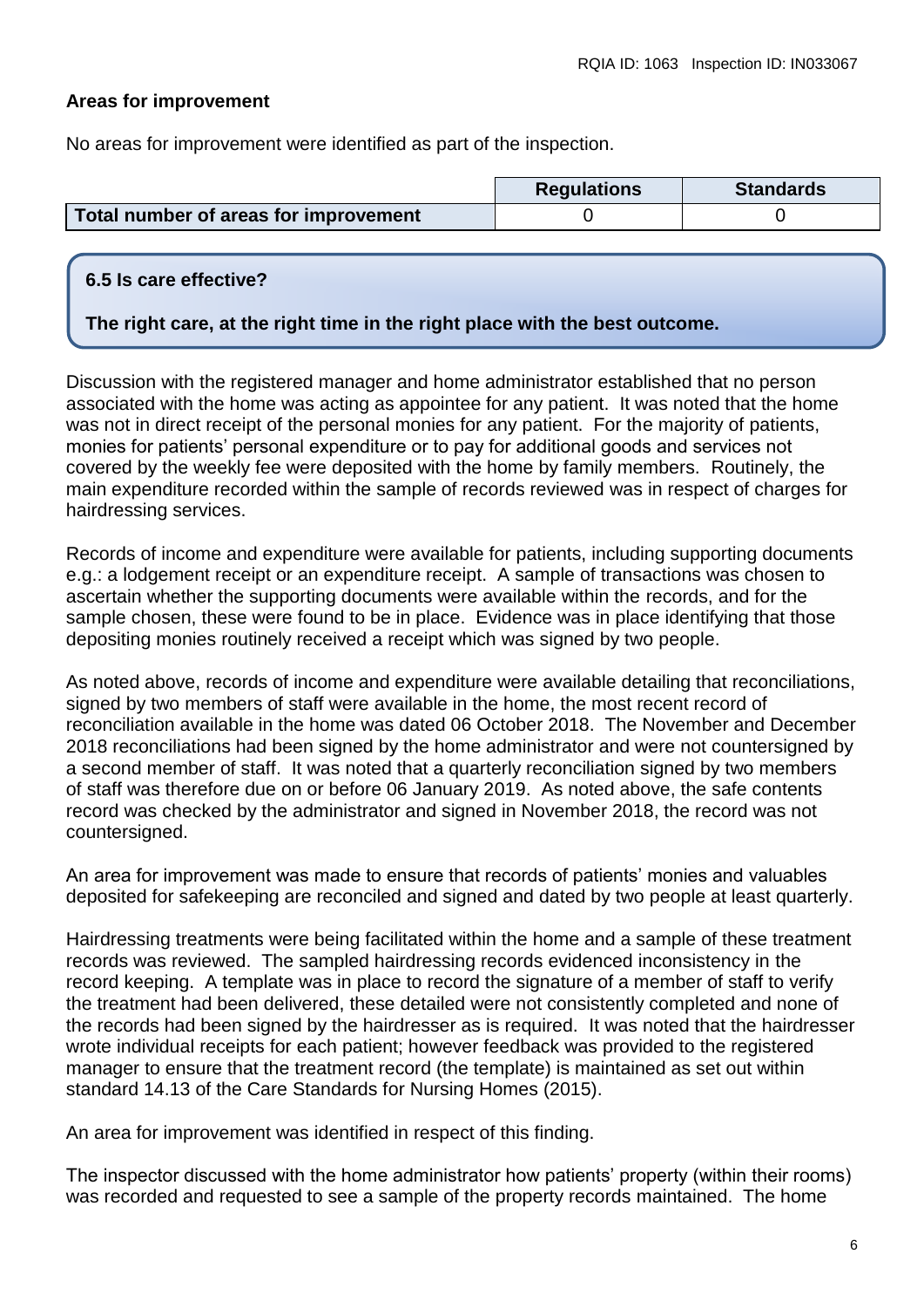### Areas for improvement

No areas for improvement were identified as part of the inspection.

| | Regulations | Standards |
|---|---|---|
| **Total number of areas for improvement** | 0 | 0 |

### 6.5 Is care effective?

**The right care, at the right time in the right place with the best outcome.**

Discussion with the registered manager and home administrator established that no person associated with the home was acting as appointee for any patient. It was noted that the home was not in direct receipt of the personal monies for any patient. For the majority of patients, monies for patients' personal expenditure or to pay for additional goods and services not covered by the weekly fee were deposited with the home by family members. Routinely, the main expenditure recorded within the sample of records reviewed was in respect of charges for hairdressing services.

Records of income and expenditure were available for patients, including supporting documents e.g.: a lodgement receipt or an expenditure receipt. A sample of transactions was chosen to ascertain whether the supporting documents were available within the records, and for the sample chosen, these were found to be in place. Evidence was in place identifying that those depositing monies routinely received a receipt which was signed by two people.

As noted above, records of income and expenditure were available detailing that reconciliations, signed by two members of staff were available in the home, the most recent record of reconciliation available in the home was dated 06 October 2018. The November and December 2018 reconciliations had been signed by the home administrator and were not countersigned by a second member of staff. It was noted that a quarterly reconciliation signed by two members of staff was therefore due on or before 06 January 2019. As noted above, the safe contents record was checked by the administrator and signed in November 2018, the record was not countersigned.

An area for improvement was made to ensure that records of patients' monies and valuables deposited for safekeeping are reconciled and signed and dated by two people at least quarterly.

Hairdressing treatments were being facilitated within the home and a sample of these treatment records was reviewed. The sampled hairdressing records evidenced inconsistency in the record keeping. A template was in place to record the signature of a member of staff to verify the treatment had been delivered, these detailed were not consistently completed and none of the records had been signed by the hairdresser as is required. It was noted that the hairdresser wrote individual receipts for each patient; however feedback was provided to the registered manager to ensure that the treatment record (the template) is maintained as set out within standard 14.13 of the Care Standards for Nursing Homes (2015).

An area for improvement was identified in respect of this finding.

The inspector discussed with the home administrator how patients' property (within their rooms) was recorded and requested to see a sample of the property records maintained. The home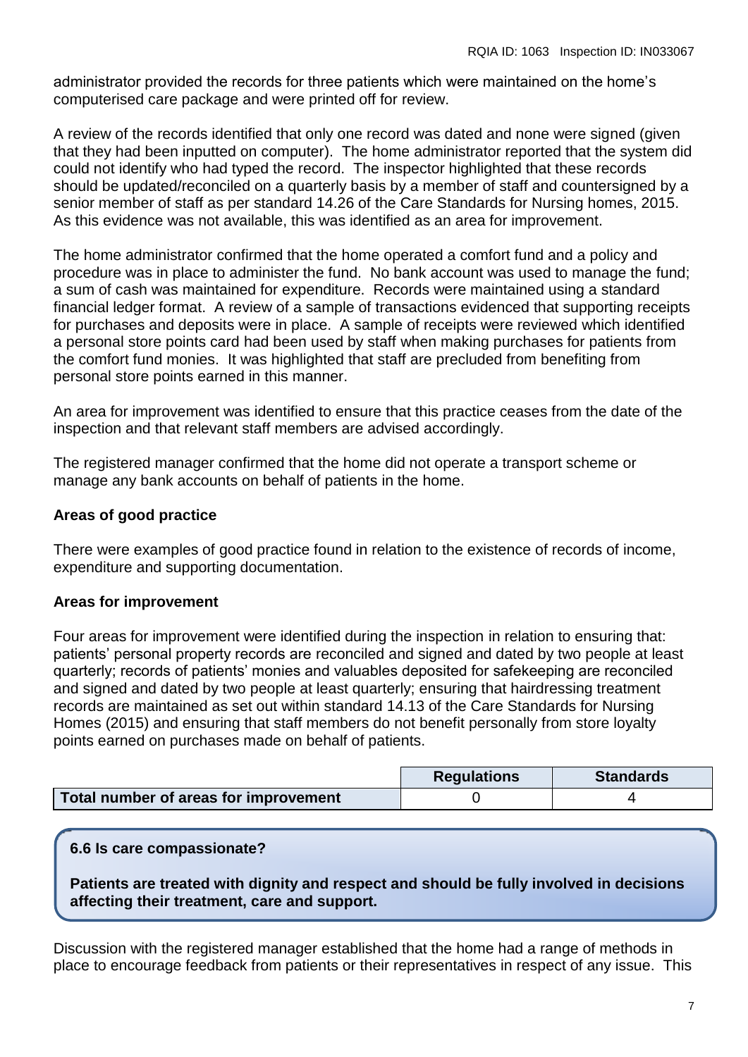administrator provided the records for three patients which were maintained on the home's computerised care package and were printed off for review.

A review of the records identified that only one record was dated and none were signed (given that they had been inputted on computer). The home administrator reported that the system did could not identify who had typed the record. The inspector highlighted that these records should be updated/reconciled on a quarterly basis by a member of staff and countersigned by a senior member of staff as per standard 14.26 of the Care Standards for Nursing homes, 2015. As this evidence was not available, this was identified as an area for improvement.

The home administrator confirmed that the home operated a comfort fund and a policy and procedure was in place to administer the fund. No bank account was used to manage the fund; a sum of cash was maintained for expenditure. Records were maintained using a standard financial ledger format. A review of a sample of transactions evidenced that supporting receipts for purchases and deposits were in place. A sample of receipts were reviewed which identified a personal store points card had been used by staff when making purchases for patients from the comfort fund monies. It was highlighted that staff are precluded from benefiting from personal store points earned in this manner.

An area for improvement was identified to ensure that this practice ceases from the date of the inspection and that relevant staff members are advised accordingly.

The registered manager confirmed that the home did not operate a transport scheme or manage any bank accounts on behalf of patients in the home.

**Areas of good practice**

There were examples of good practice found in relation to the existence of records of income, expenditure and supporting documentation.

**Areas for improvement**

Four areas for improvement were identified during the inspection in relation to ensuring that: patients' personal property records are reconciled and signed and dated by two people at least quarterly; records of patients' monies and valuables deposited for safekeeping are reconciled and signed and dated by two people at least quarterly; ensuring that hairdressing treatment records are maintained as set out within standard 14.13 of the Care Standards for Nursing Homes (2015) and ensuring that staff members do not benefit personally from store loyalty points earned on purchases made on behalf of patients.

| | Regulations | Standards |
|---|---|---|
| **Total number of areas for improvement** | 0 | 4 |

**6.6 Is care compassionate?**

**Patients are treated with dignity and respect and should be fully involved in decisions affecting their treatment, care and support.**

Discussion with the registered manager established that the home had a range of methods in place to encourage feedback from patients or their representatives in respect of any issue. This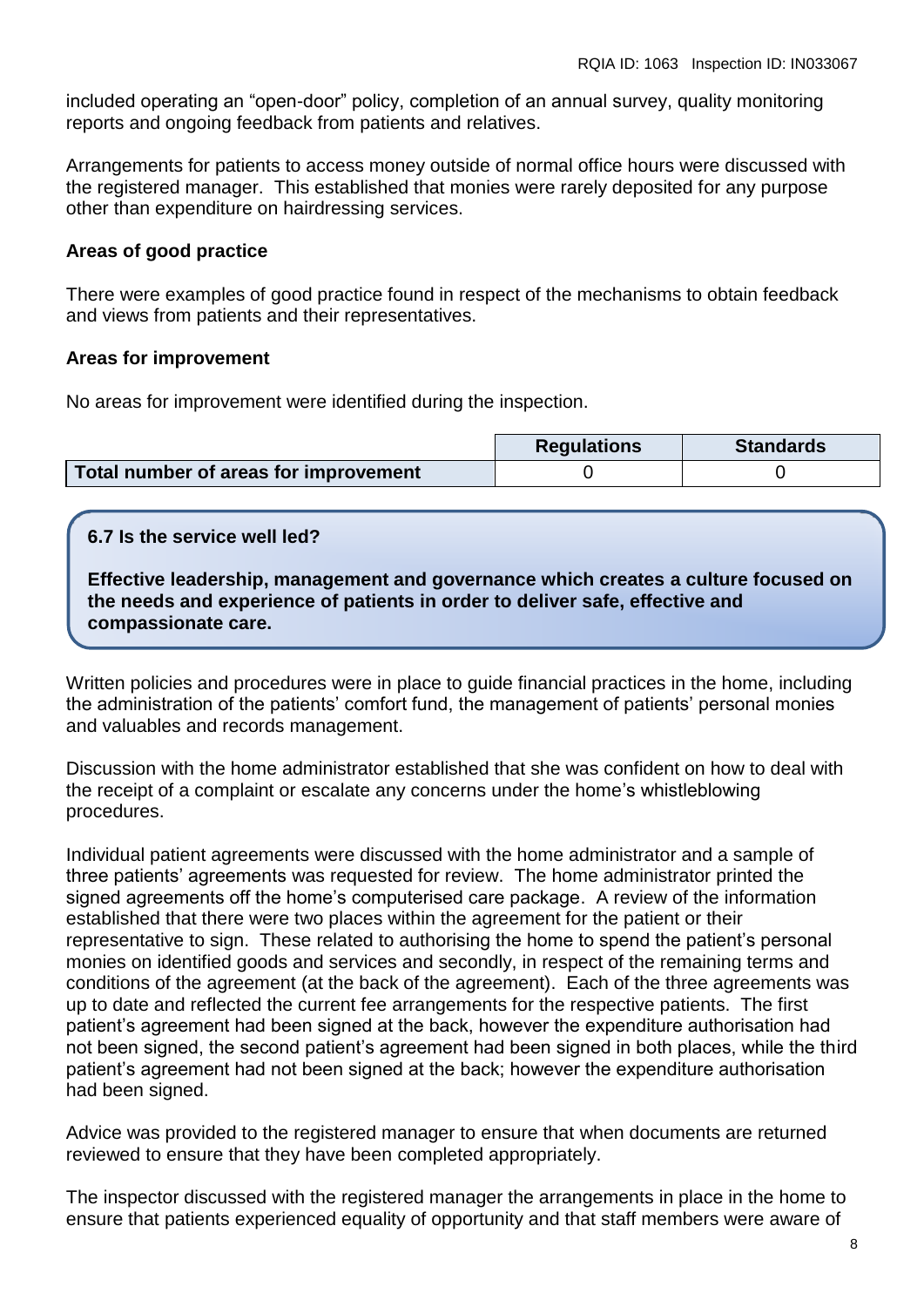included operating an "open-door" policy, completion of an annual survey, quality monitoring reports and ongoing feedback from patients and relatives.

Arrangements for patients to access money outside of normal office hours were discussed with the registered manager. This established that monies were rarely deposited for any purpose other than expenditure on hairdressing services.

**Areas of good practice**

There were examples of good practice found in respect of the mechanisms to obtain feedback and views from patients and their representatives.

**Areas for improvement**

No areas for improvement were identified during the inspection.

| | Regulations | Standards |
|---|---|---|
| **Total number of areas for improvement** | 0 | 0 |

**6.7 Is the service well led?**

**Effective leadership, management and governance which creates a culture focused on the needs and experience of patients in order to deliver safe, effective and compassionate care.**

Written policies and procedures were in place to guide financial practices in the home, including the administration of the patients' comfort fund, the management of patients' personal monies and valuables and records management.

Discussion with the home administrator established that she was confident on how to deal with the receipt of a complaint or escalate any concerns under the home's whistleblowing procedures.

Individual patient agreements were discussed with the home administrator and a sample of three patients' agreements was requested for review. The home administrator printed the signed agreements off the home's computerised care package. A review of the information established that there were two places within the agreement for the patient or their representative to sign. These related to authorising the home to spend the patient's personal monies on identified goods and services and secondly, in respect of the remaining terms and conditions of the agreement (at the back of the agreement). Each of the three agreements was up to date and reflected the current fee arrangements for the respective patients. The first patient's agreement had been signed at the back, however the expenditure authorisation had not been signed, the second patient's agreement had been signed in both places, while the third patient's agreement had not been signed at the back; however the expenditure authorisation had been signed.

Advice was provided to the registered manager to ensure that when documents are returned reviewed to ensure that they have been completed appropriately.

The inspector discussed with the registered manager the arrangements in place in the home to ensure that patients experienced equality of opportunity and that staff members were aware of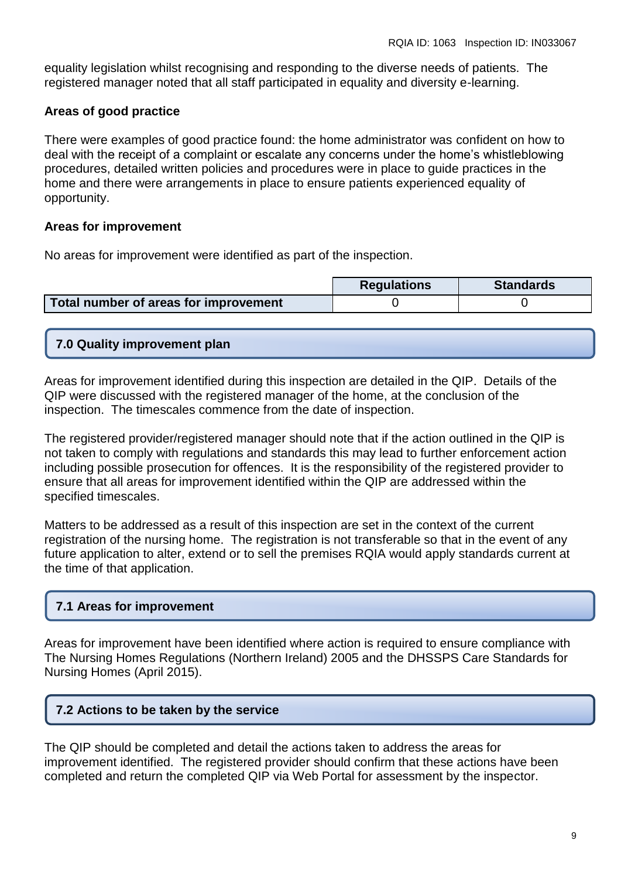equality legislation whilst recognising and responding to the diverse needs of patients. The registered manager noted that all staff participated in equality and diversity e-learning.

**Areas of good practice**

There were examples of good practice found: the home administrator was confident on how to deal with the receipt of a complaint or escalate any concerns under the home's whistleblowing procedures, detailed written policies and procedures were in place to guide practices in the home and there were arrangements in place to ensure patients experienced equality of opportunity.

**Areas for improvement**

No areas for improvement were identified as part of the inspection.

| | Regulations | Standards |
|---|---|---|
| **Total number of areas for improvement** | 0 | 0 |

## 7.0 Quality improvement plan

Areas for improvement identified during this inspection are detailed in the QIP. Details of the QIP were discussed with the registered manager of the home, at the conclusion of the inspection. The timescales commence from the date of inspection.

The registered provider/registered manager should note that if the action outlined in the QIP is not taken to comply with regulations and standards this may lead to further enforcement action including possible prosecution for offences. It is the responsibility of the registered provider to ensure that all areas for improvement identified within the QIP are addressed within the specified timescales.

Matters to be addressed as a result of this inspection are set in the context of the current registration of the nursing home. The registration is not transferable so that in the event of any future application to alter, extend or to sell the premises RQIA would apply standards current at the time of that application.

## 7.1 Areas for improvement

Areas for improvement have been identified where action is required to ensure compliance with The Nursing Homes Regulations (Northern Ireland) 2005 and the DHSSPS Care Standards for Nursing Homes (April 2015).

## 7.2 Actions to be taken by the service

The QIP should be completed and detail the actions taken to address the areas for improvement identified. The registered provider should confirm that these actions have been completed and return the completed QIP via Web Portal for assessment by the inspector.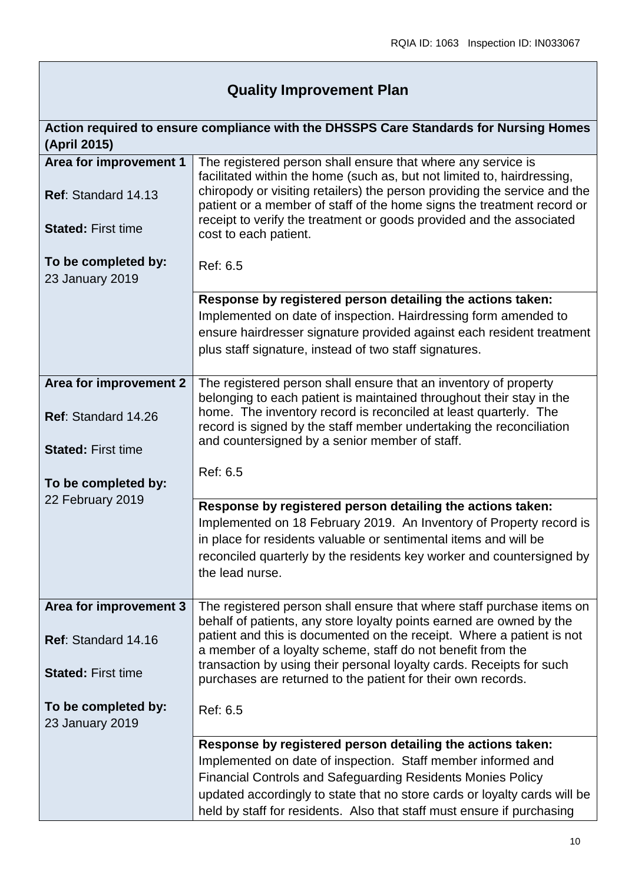## Quality Improvement Plan

| Action required to ensure compliance with the DHSSPS Care Standards for Nursing Homes (April 2015) | |
|---|---|
| **Area for improvement 1**<br><br>**Ref**: Standard 14.13<br><br>**Stated:** First time<br><br>**To be completed by:** 23 January 2019 | The registered person shall ensure that where any service is facilitated within the home (such as, but not limited to, hairdressing, chiropody or visiting retailers) the person providing the service and the patient or a member of staff of the home signs the treatment record or receipt to verify the treatment or goods provided and the associated cost to each patient.<br><br>Ref: 6.5 |
| | **Response by registered person detailing the actions taken:**<br>Implemented on date of inspection. Hairdressing form amended to ensure hairdresser signature provided against each resident treatment plus staff signature, instead of two staff signatures. |
| **Area for improvement 2**<br><br>**Ref**: Standard 14.26<br><br>**Stated:** First time<br><br>**To be completed by:** 22 February 2019 | The registered person shall ensure that an inventory of property belonging to each patient is maintained throughout their stay in the home. The inventory record is reconciled at least quarterly. The record is signed by the staff member undertaking the reconciliation and countersigned by a senior member of staff.<br><br>Ref: 6.5 |
| | **Response by registered person detailing the actions taken:**<br>Implemented on 18 February 2019. An Inventory of Property record is in place for residents valuable or sentimental items and will be reconciled quarterly by the residents key worker and countersigned by the lead nurse. |
| **Area for improvement 3**<br><br>**Ref**: Standard 14.16<br><br>**Stated:** First time<br><br>**To be completed by:** 23 January 2019 | The registered person shall ensure that where staff purchase items on behalf of patients, any store loyalty points earned are owned by the patient and this is documented on the receipt. Where a patient is not a member of a loyalty scheme, staff do not benefit from the transaction by using their personal loyalty cards. Receipts for such purchases are returned to the patient for their own records.<br><br>Ref: 6.5 |
| | **Response by registered person detailing the actions taken:**<br>Implemented on date of inspection. Staff member informed and Financial Controls and Safeguarding Residents Monies Policy updated accordingly to state that no store cards or loyalty cards will be held by staff for residents. Also that staff must ensure if purchasing |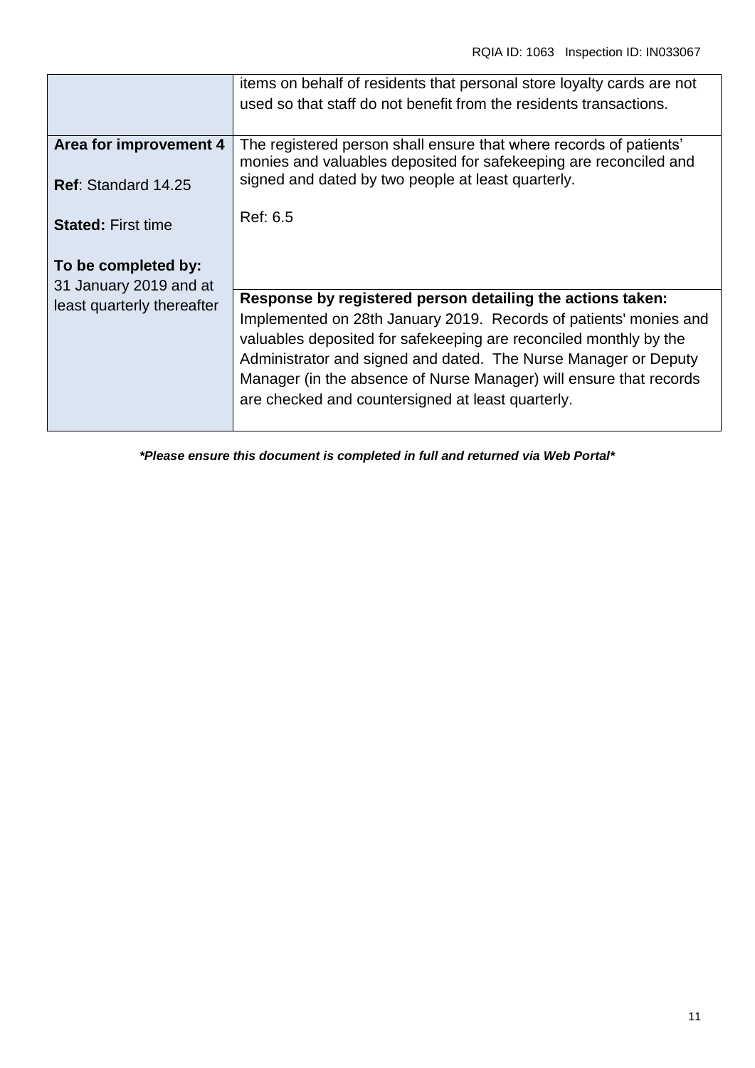| | |
|---|---|
| | items on behalf of residents that personal store loyalty cards are not used so that staff do not benefit from the residents transactions. |
| **Area for improvement 4**<br><br>**Ref**: Standard 14.25<br><br>**Stated:** First time<br><br>**To be completed by:** 31 January 2019 and at least quarterly thereafter | The registered person shall ensure that where records of patients' monies and valuables deposited for safekeeping are reconciled and signed and dated by two people at least quarterly.<br><br>Ref: 6.5 |
| | **Response by registered person detailing the actions taken:**<br>Implemented on 28th January 2019. Records of patients' monies and valuables deposited for safekeeping are reconciled monthly by the Administrator and signed and dated. The Nurse Manager or Deputy Manager (in the absence of Nurse Manager) will ensure that records are checked and countersigned at least quarterly. |

***Please ensure this document is completed in full and returned via Web Portal***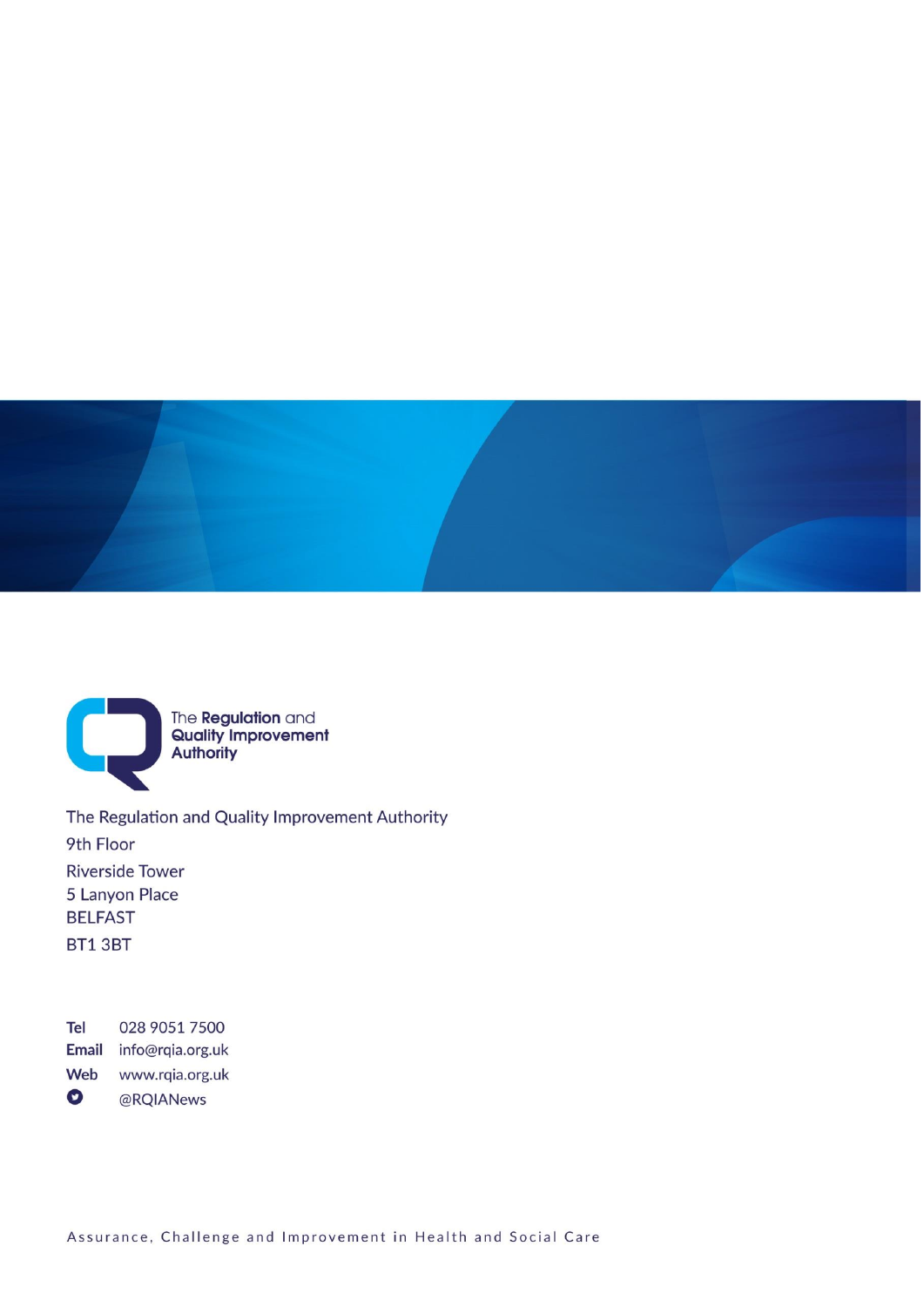The Regulation and Quality Improvement Authority

The Regulation and Quality Improvement Authority
9th Floor
Riverside Tower
5 Lanyon Place
BELFAST
BT1 3BT

**Tel** 028 9051 7500
**Email** info@rqia.org.uk
**Web** www.rqia.org.uk
@RQIANews

Assurance, Challenge and Improvement in Health and Social Care